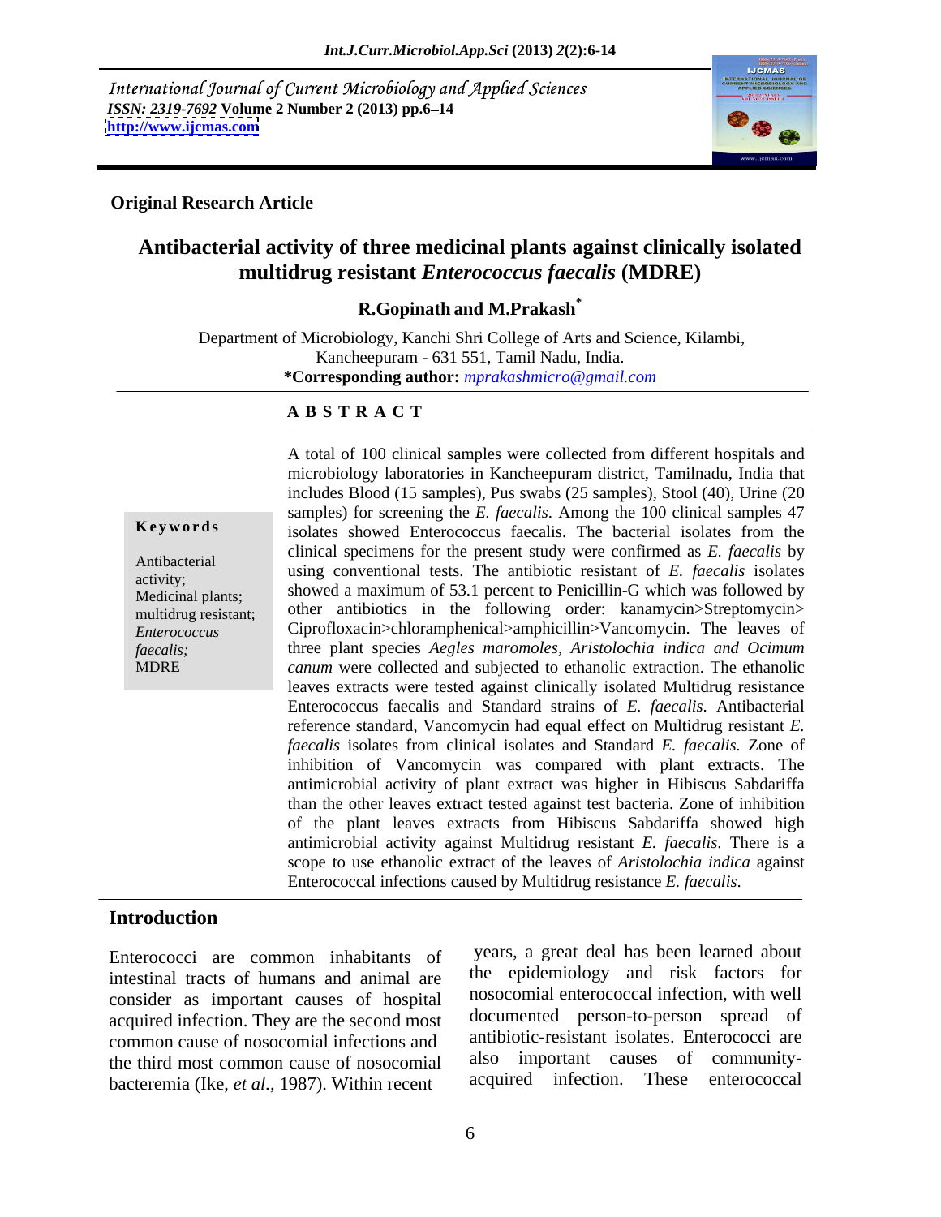International Journal of Current Microbiology and Applied Sciences
*ISSN: 2319-7692* **Volume 2 Number 2 (2013) pp.6–14**
**http://www.ijcmas.com**

**Original Research Article**

# Antibacterial activity of three medicinal plants against clinically isolated multidrug resistant *Enterococcus faecalis* (MDRE)

**R.Gopinath and M.Prakash***

Department of Microbiology, Kanchi Shri College of Arts and Science, Kilambi, Kancheepuram - 631 551, Tamil Nadu, India.
***Corresponding author:** *mprakashmicro@gmail.com*

## A B S T R A C T

**Keywords**

Antibacterial activity; Medicinal plants; multidrug resistant; *Enterococcus faecalis;* MDRE

A total of 100 clinical samples were collected from different hospitals and microbiology laboratories in Kancheepuram district, Tamilnadu, India that includes Blood (15 samples), Pus swabs (25 samples), Stool (40), Urine (20 samples) for screening the *E. faecalis*. Among the 100 clinical samples 47 isolates showed Enterococcus faecalis. The bacterial isolates from the clinical specimens for the present study were confirmed as *E. faecalis* by using conventional tests. The antibiotic resistant of *E. faecalis* isolates showed a maximum of 53.1 percent to Penicillin-G which was followed by other antibiotics in the following order: kanamycin>Streptomycin> Ciprofloxacin>chloramphenical>amphicillin>Vancomycin. The leaves of three plant species *Aegles maromoles*, *Aristolochia indica and Ocimum canum* were collected and subjected to ethanolic extraction. The ethanolic leaves extracts were tested against clinically isolated Multidrug resistance Enterococcus faecalis and Standard strains of *E. faecalis*. Antibacterial reference standard, Vancomycin had equal effect on Multidrug resistant *E. faecalis* isolates from clinical isolates and Standard *E. faecalis.* Zone of inhibition of Vancomycin was compared with plant extracts. The antimicrobial activity of plant extract was higher in Hibiscus Sabdariffa than the other leaves extract tested against test bacteria. Zone of inhibition of the plant leaves extracts from Hibiscus Sabdariffa showed high antimicrobial activity against Multidrug resistant *E. faecalis*. There is a scope to use ethanolic extract of the leaves of *Aristolochia indica* against Enterococcal infections caused by Multidrug resistance *E. faecalis*.

## Introduction

Enterococci are common inhabitants of intestinal tracts of humans and animal are consider as important causes of hospital acquired infection. They are the second most common cause of nosocomial infections and the third most common cause of nosocomial bacteremia (Ike, *et al.,* 1987). Within recent years, a great deal has been learned about the epidemiology and risk factors for nosocomial enterococcal infection, with well documented person-to-person spread of antibiotic-resistant isolates. Enterococci are also important causes of community-acquired infection. These enterococcal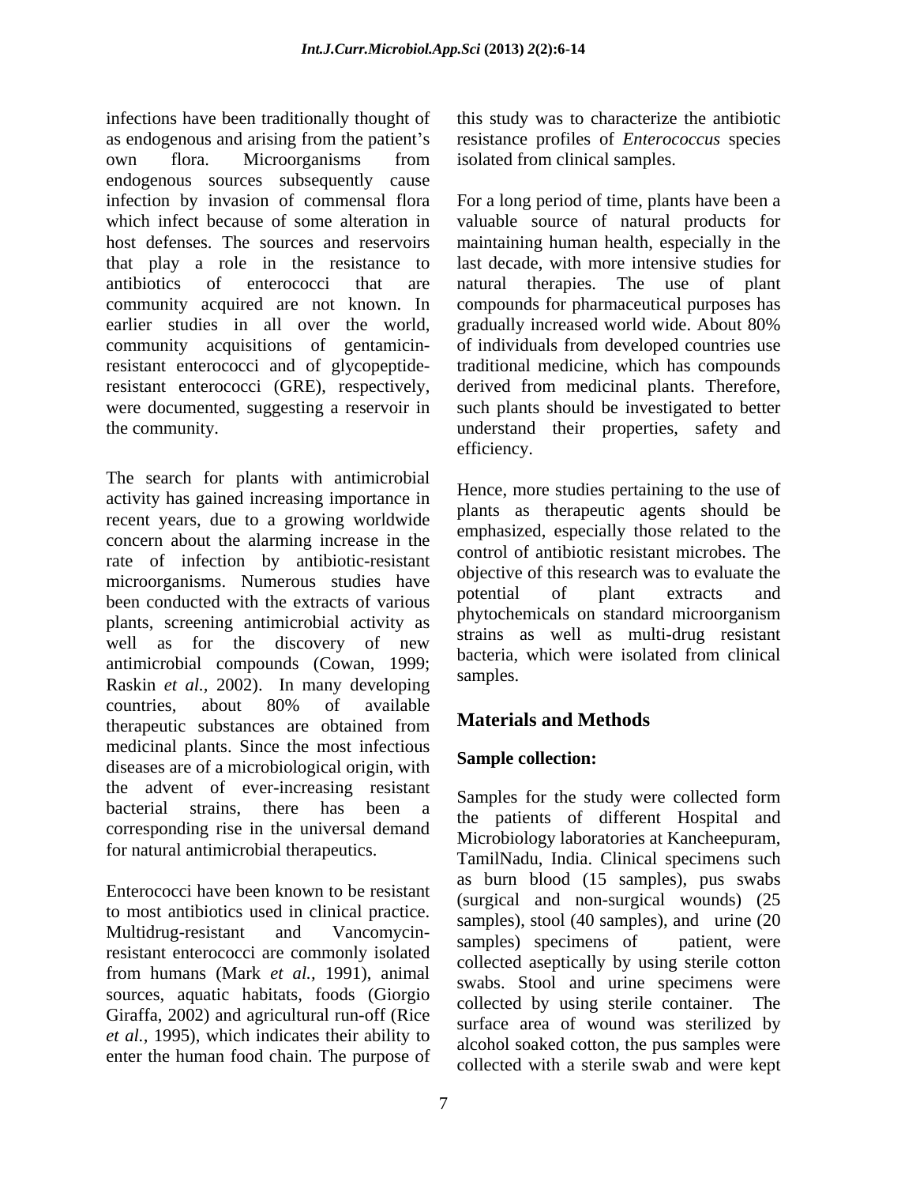infections have been traditionally thought of as endogenous and arising from the patient's own flora. Microorganisms from endogenous sources subsequently cause infection by invasion of commensal flora which infect because of some alteration in host defenses. The sources and reservoirs that play a role in the resistance to antibiotics of enterococci that are community acquired are not known. In earlier studies in all over the world, community acquisitions of gentamicin-resistant enterococci and of glycopeptide-resistant enterococci (GRE), respectively, were documented, suggesting a reservoir in the community.

The search for plants with antimicrobial activity has gained increasing importance in recent years, due to a growing worldwide concern about the alarming increase in the rate of infection by antibiotic-resistant microorganisms. Numerous studies have been conducted with the extracts of various plants, screening antimicrobial activity as well as for the discovery of new antimicrobial compounds (Cowan, 1999; Raskin *et al.*, 2002). In many developing countries, about 80% of available therapeutic substances are obtained from medicinal plants. Since the most infectious diseases are of a microbiological origin, with the advent of ever-increasing resistant bacterial strains, there has been a corresponding rise in the universal demand for natural antimicrobial therapeutics.

Enterococci have been known to be resistant to most antibiotics used in clinical practice. Multidrug-resistant and Vancomycin-resistant enterococci are commonly isolated from humans (Mark *et al.*, 1991), animal sources, aquatic habitats, foods (Giorgio Giraffa, 2002) and agricultural run-off (Rice *et al.*, 1995), which indicates their ability to enter the human food chain. The purpose of this study was to characterize the antibiotic resistance profiles of *Enterococcus* species isolated from clinical samples.

For a long period of time, plants have been a valuable source of natural products for maintaining human health, especially in the last decade, with more intensive studies for natural therapies. The use of plant compounds for pharmaceutical purposes has gradually increased world wide. About 80% of individuals from developed countries use traditional medicine, which has compounds derived from medicinal plants. Therefore, such plants should be investigated to better understand their properties, safety and efficiency.

Hence, more studies pertaining to the use of plants as therapeutic agents should be emphasized, especially those related to the control of antibiotic resistant microbes. The objective of this research was to evaluate the potential of plant extracts and phytochemicals on standard microorganism strains as well as multi-drug resistant bacteria, which were isolated from clinical samples.

## Materials and Methods

### Sample collection:

Samples for the study were collected form the patients of different Hospital and Microbiology laboratories at Kancheepuram, TamilNadu, India. Clinical specimens such as burn blood (15 samples), pus swabs (surgical and non-surgical wounds) (25 samples), stool (40 samples), and urine (20 samples) specimens of patient, were collected aseptically by using sterile cotton swabs. Stool and urine specimens were collected by using sterile container. The surface area of wound was sterilized by alcohol soaked cotton, the pus samples were collected with a sterile swab and were kept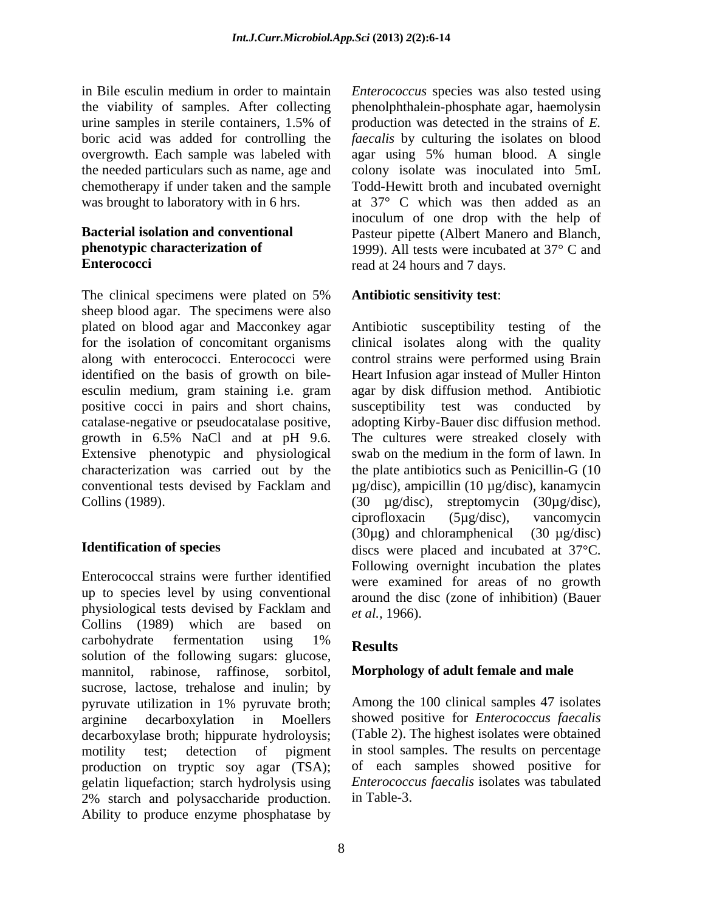in Bile esculin medium in order to maintain the viability of samples. After collecting urine samples in sterile containers, 1.5% of boric acid was added for controlling the overgrowth. Each sample was labeled with the needed particulars such as name, age and chemotherapy if under taken and the sample was brought to laboratory with in 6 hrs.

### Bacterial isolation and conventional phenotypic characterization of Enterococci

The clinical specimens were plated on 5% sheep blood agar. The specimens were also plated on blood agar and Macconkey agar for the isolation of concomitant organisms along with enterococci. Enterococci were identified on the basis of growth on bile-esculin medium, gram staining i.e. gram positive cocci in pairs and short chains, catalase-negative or pseudocatalase positive, growth in 6.5% NaCl and at pH 9.6. Extensive phenotypic and physiological characterization was carried out by the conventional tests devised by Facklam and Collins (1989).

### Identification of species

Enterococcal strains were further identified up to species level by using conventional physiological tests devised by Facklam and Collins (1989) which are based on carbohydrate fermentation using 1% solution of the following sugars: glucose, mannitol, rabinose, raffinose, sorbitol, sucrose, lactose, trehalose and inulin; by pyruvate utilization in 1% pyruvate broth; arginine decarboxylation in Moellers decarboxylase broth; hippurate hydrolysis; motility test; detection of pigment production on tryptic soy agar (TSA); gelatin liquefaction; starch hydrolysis using 2% starch and polysaccharide production. Ability to produce enzyme phosphatase by *Enterococcus* species was also tested using phenolphthalein-phosphate agar, haemolysin production was detected in the strains of *E. faecalis* by culturing the isolates on blood agar using 5% human blood. A single colony isolate was inoculated into 5mL Todd-Hewitt broth and incubated overnight at 37° C which was then added as an inoculum of one drop with the help of Pasteur pipette (Albert Manero and Blanch, 1999). All tests were incubated at 37° C and read at 24 hours and 7 days.

### Antibiotic sensitivity test:

Antibiotic susceptibility testing of the clinical isolates along with the quality control strains were performed using Brain Heart Infusion agar instead of Muller Hinton agar by disk diffusion method. Antibiotic susceptibility test was conducted by adopting Kirby-Bauer disc diffusion method. The cultures were streaked closely with swab on the medium in the form of lawn. In the plate antibiotics such as Penicillin-G (10 µg/disc), ampicillin (10 µg/disc), kanamycin (30 µg/disc), streptomycin (30µg/disc), ciprofloxacin (5µg/disc), vancomycin (30µg) and chloramphenical (30 µg/disc) discs were placed and incubated at 37°C. Following overnight incubation the plates were examined for areas of no growth around the disc (zone of inhibition) (Bauer *et al.*, 1966).

## Results

### Morphology of adult female and male

Among the 100 clinical samples 47 isolates showed positive for *Enterococcus faecalis* (Table 2). The highest isolates were obtained in stool samples. The results on percentage of each samples showed positive for *Enterococcus faecalis* isolates was tabulated in Table-3.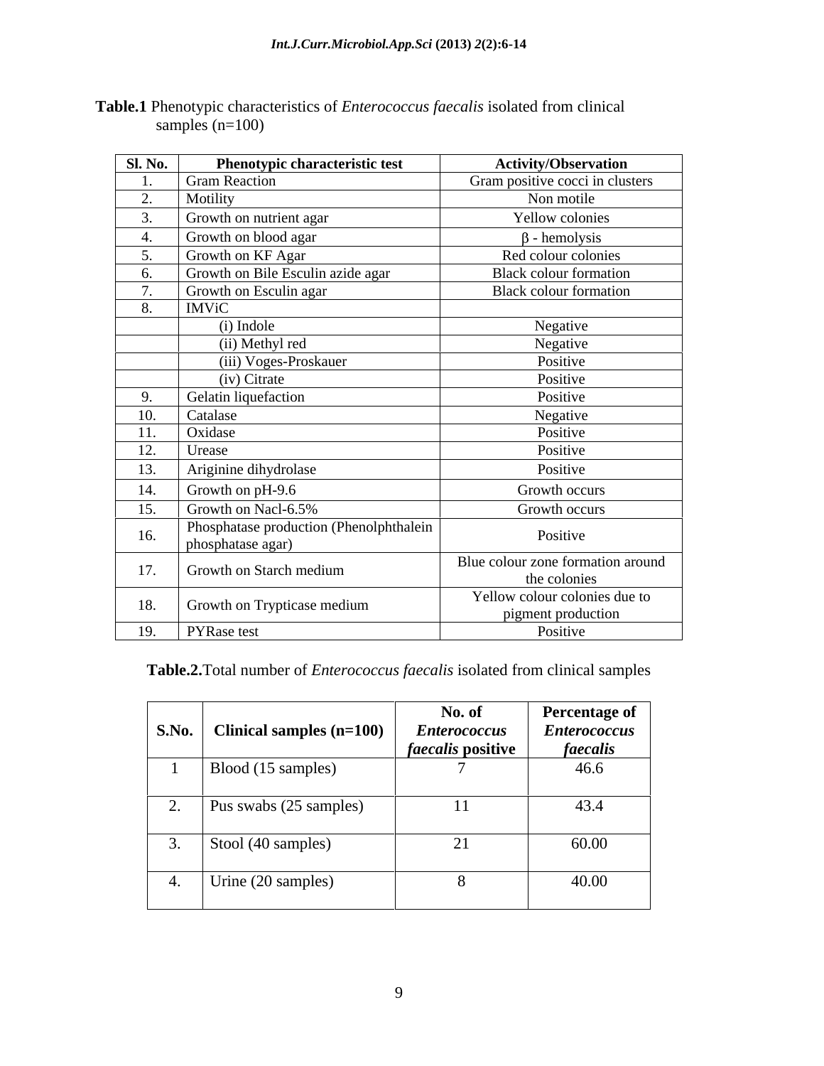**Table.1** Phenotypic characteristics of *Enterococcus faecalis* isolated from clinical samples (n=100)

| Sl. No. | Phenotypic characteristic test | Activity/Observation |
|---|---|---|
| 1. | Gram Reaction | Gram positive cocci in clusters |
| 2. | Motility | Non motile |
| 3. | Growth on nutrient agar | Yellow colonies |
| 4. | Growth on blood agar | $\beta$ - hemolysis |
| 5. | Growth on KF Agar | Red colour colonies |
| 6. | Growth on Bile Esculin azide agar | Black colour formation |
| 7. | Growth on Esculin agar | Black colour formation |
| 8. | IMViC | |
| | (i) Indole | Negative |
| | (ii) Methyl red | Negative |
| | (iii) Voges-Proskauer | Positive |
| | (iv) Citrate | Positive |
| 9. | Gelatin liquefaction | Positive |
| 10. | Catalase | Negative |
| 11. | Oxidase | Positive |
| 12. | Urease | Positive |
| 13. | Ariginine dihydrolase | Positive |
| 14. | Growth on pH-9.6 | Growth occurs |
| 15. | Growth on Nacl-6.5% | Growth occurs |
| 16. | Phosphatase production (Phenolphthalein phosphatase agar) | Positive |
| 17. | Growth on Starch medium | Blue colour zone formation around the colonies |
| 18. | Growth on Trypticase medium | Yellow colour colonies due to pigment production |
| 19. | PYRase test | Positive |

**Table.2.**Total number of *Enterococcus faecalis* isolated from clinical samples

| S.No. | Clinical samples (n=100) | No. of *Enterococcus faecalis* positive | Percentage of *Enterococcus faecalis* |
|---|---|---|---|
| 1 | Blood (15 samples) | 7 | 46.6 |
| 2. | Pus swabs (25 samples) | 11 | 43.4 |
| 3. | Stool (40 samples) | 21 | 60.00 |
| 4. | Urine (20 samples) | 8 | 40.00 |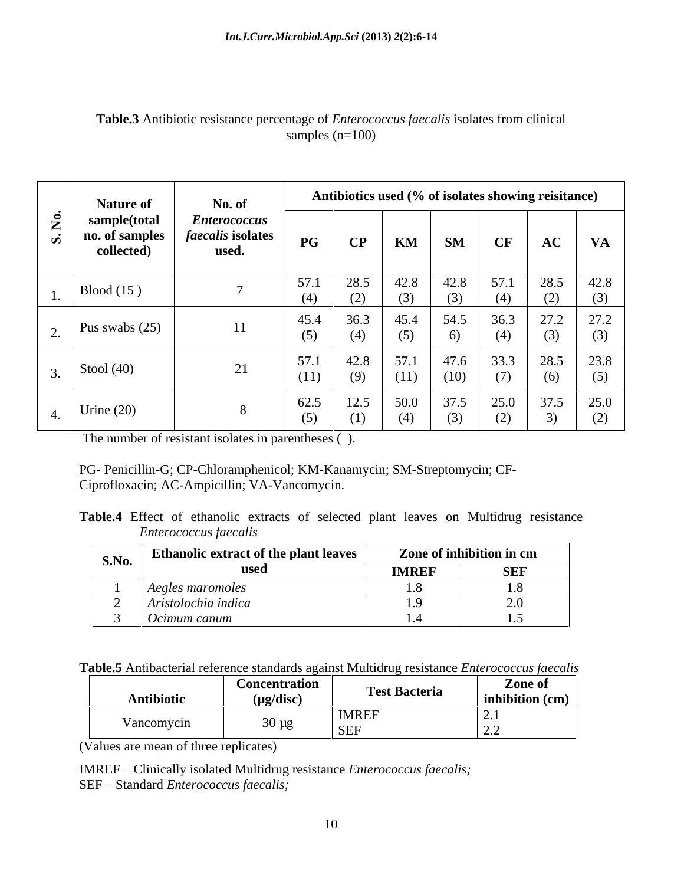**Table.3** Antibiotic resistance percentage of *Enterococcus faecalis* isolates from clinical samples (n=100)

| S. No. | Nature of sample(total no. of samples collected) | No. of *Enterococcus faecalis* isolates used. | Antibiotics used (% of isolates showing reisitance) | | | | | | |
|---|---|---|---|---|---|---|---|---|---|
| | | | PG | CP | KM | SM | CF | AC | VA |
| 1. | Blood (15 ) | 7 | 57.1 (4) | 28.5 (2) | 42.8 (3) | 42.8 (3) | 57.1 (4) | 28.5 (2) | 42.8 (3) |
| 2. | Pus swabs (25) | 11 | 45.4 (5) | 36.3 (4) | 45.4 (5) | 54.5 6) | 36.3 (4) | 27.2 (3) | 27.2 (3) |
| 3. | Stool (40) | 21 | 57.1 (11) | 42.8 (9) | 57.1 (11) | 47.6 (10) | 33.3 (7) | 28.5 (6) | 23.8 (5) |
| 4. | Urine (20) | 8 | 62.5 (5) | 12.5 (1) | 50.0 (4) | 37.5 (3) | 25.0 (2) | 37.5 3) | 25.0 (2) |

The number of resistant isolates in parentheses ( ).

PG- Penicillin-G; CP-Chloramphenicol; KM-Kanamycin; SM-Streptomycin; CF-Ciprofloxacin; AC-Ampicillin; VA-Vancomycin.

**Table.4** Effect of ethanolic extracts of selected plant leaves on Multidrug resistance *Enterococcus faecalis*

| S.No. | Ethanolic extract of the plant leaves used | Zone of inhibition in cm | |
|---|---|---|---|
| | | IMREF | SEF |
| 1 | *Aegles maromoles* | 1.8 | 1.8 |
| 2 | *Aristolochia indica* | 1.9 | 2.0 |
| 3 | *Ocimum canum* | 1.4 | 1.5 |

**Table.5** Antibacterial reference standards against Multidrug resistance *Enterococcus faecalis*

| Antibiotic | Concentration (µg/disc) | Test Bacteria | Zone of inhibition (cm) |
|---|---|---|---|
| Vancomycin | 30 µg | IMREF | 2.1 |
| | | SEF | 2.2 |

(Values are mean of three replicates)

IMREF – Clinically isolated Multidrug resistance *Enterococcus faecalis;*
SEF – Standard *Enterococcus faecalis;*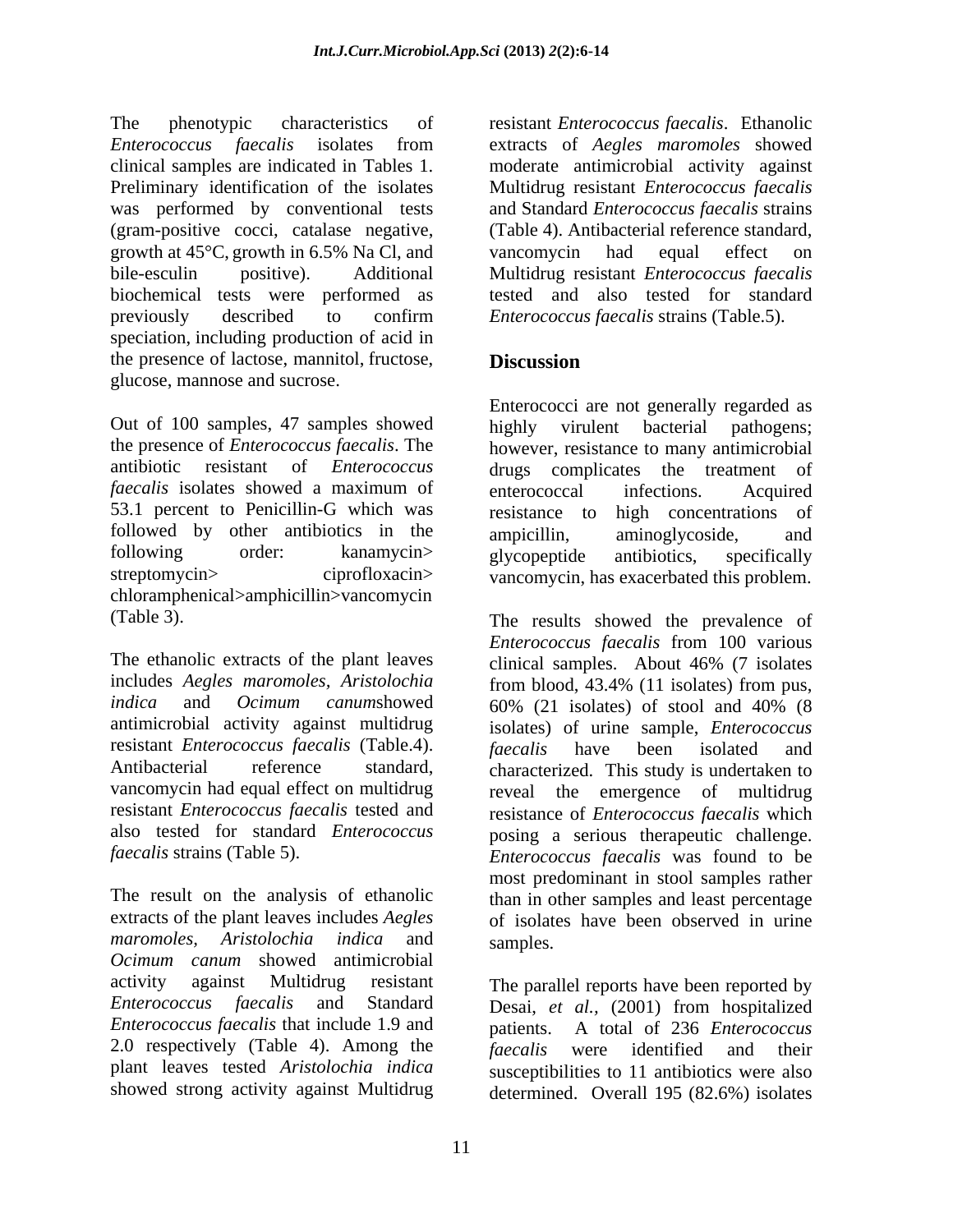The phenotypic characteristics of *Enterococcus faecalis* isolates from clinical samples are indicated in Tables 1. Preliminary identification of the isolates was performed by conventional tests (gram-positive cocci, catalase negative, growth at 45°C, growth in 6.5% Na Cl, and bile-esculin positive). Additional biochemical tests were performed as previously described to confirm speciation, including production of acid in the presence of lactose, mannitol, fructose, glucose, mannose and sucrose.

Out of 100 samples, 47 samples showed the presence of *Enterococcus faecalis*. The antibiotic resistant of *Enterococcus faecalis* isolates showed a maximum of 53.1 percent to Penicillin-G which was followed by other antibiotics in the following order: kanamycin> streptomycin> ciprofloxacin> chloramphenical>amphicillin>vancomycin (Table 3).

The ethanolic extracts of the plant leaves includes *Aegles maromoles*, *Aristolochia indica* and *Ocimum canum*showed antimicrobial activity against multidrug resistant *Enterococcus faecalis* (Table.4). Antibacterial reference standard, vancomycin had equal effect on multidrug resistant *Enterococcus faecalis* tested and also tested for standard *Enterococcus faecalis* strains (Table 5).

The result on the analysis of ethanolic extracts of the plant leaves includes *Aegles maromoles*, *Aristolochia indica* and *Ocimum canum* showed antimicrobial activity against Multidrug resistant *Enterococcus faecalis* and Standard *Enterococcus faecalis* that include 1.9 and 2.0 respectively (Table 4). Among the plant leaves tested *Aristolochia indica* showed strong activity against Multidrug resistant *Enterococcus faecalis*. Ethanolic extracts of *Aegles maromoles* showed moderate antimicrobial activity against Multidrug resistant *Enterococcus faecalis* and Standard *Enterococcus faecalis* strains (Table 4). Antibacterial reference standard, vancomycin had equal effect on Multidrug resistant *Enterococcus faecalis* tested and also tested for standard *Enterococcus faecalis* strains (Table.5).

## Discussion

Enterococci are not generally regarded as highly virulent bacterial pathogens; however, resistance to many antimicrobial drugs complicates the treatment of enterococcal infections. Acquired resistance to high concentrations of ampicillin, aminoglycoside, and glycopeptide antibiotics, specifically vancomycin, has exacerbated this problem.

The results showed the prevalence of *Enterococcus faecalis* from 100 various clinical samples. About 46% (7 isolates from blood, 43.4% (11 isolates) from pus, 60% (21 isolates) of stool and 40% (8 isolates) of urine sample, *Enterococcus faecalis* have been isolated and characterized. This study is undertaken to reveal the emergence of multidrug resistance of *Enterococcus faecalis* which posing a serious therapeutic challenge. *Enterococcus faecalis* was found to be most predominant in stool samples rather than in other samples and least percentage of isolates have been observed in urine samples.

The parallel reports have been reported by Desai, *et al.*, (2001) from hospitalized patients. A total of 236 *Enterococcus faecalis* were identified and their susceptibilities to 11 antibiotics were also determined. Overall 195 (82.6%) isolates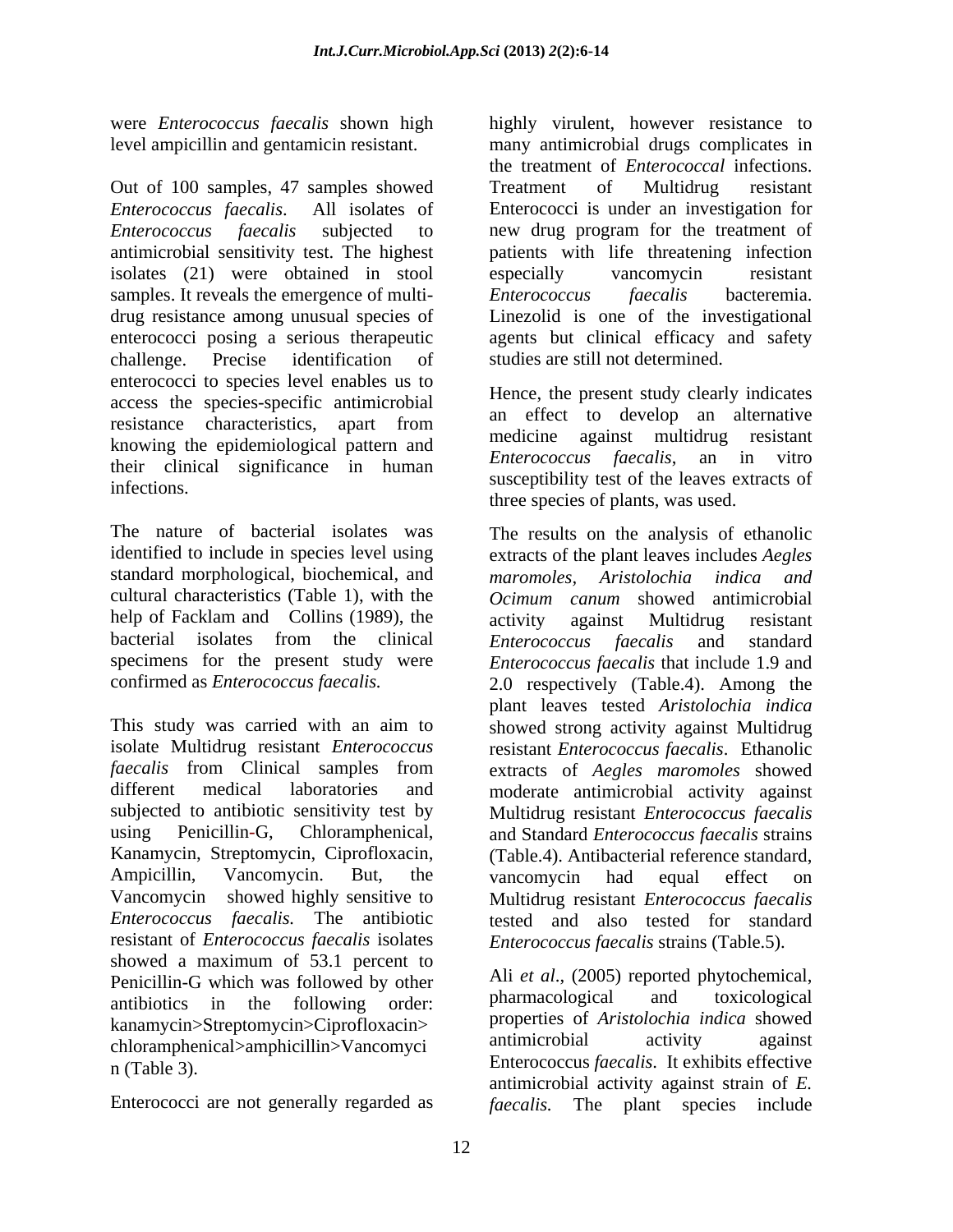were *Enterococcus faecalis* shown high level ampicillin and gentamicin resistant.

Out of 100 samples, 47 samples showed *Enterococcus faecalis*. All isolates of *Enterococcus faecalis* subjected to antimicrobial sensitivity test. The highest isolates (21) were obtained in stool samples. It reveals the emergence of multi-drug resistance among unusual species of enterococci posing a serious therapeutic challenge. Precise identification of enterococci to species level enables us to access the species-specific antimicrobial resistance characteristics, apart from knowing the epidemiological pattern and their clinical significance in human infections.

The nature of bacterial isolates was identified to include in species level using standard morphological, biochemical, and cultural characteristics (Table 1), with the help of Facklam and Collins (1989), the bacterial isolates from the clinical specimens for the present study were confirmed as *Enterococcus faecalis.*

This study was carried with an aim to isolate Multidrug resistant *Enterococcus faecalis* from Clinical samples from different medical laboratories and subjected to antibiotic sensitivity test by using Penicillin-G, Chloramphenical, Kanamycin, Streptomycin, Ciprofloxacin, Ampicillin, Vancomycin. But, the Vancomycin showed highly sensitive to *Enterococcus faecalis.* The antibiotic resistant of *Enterococcus faecalis* isolates showed a maximum of 53.1 percent to Penicillin-G which was followed by other antibiotics in the following order: kanamycin>Streptomycin>Ciprofloxacin> chloramphenical>amphicillin>Vancomycin (Table 3).

Enterococci are not generally regarded as highly virulent, however resistance to many antimicrobial drugs complicates in the treatment of *Enterococcal* infections. Treatment of Multidrug resistant Enterococci is under an investigation for new drug program for the treatment of patients with life threatening infection especially vancomycin resistant *Enterococcus faecalis* bacteremia. Linezolid is one of the investigational agents but clinical efficacy and safety studies are still not determined.

Hence, the present study clearly indicates an effect to develop an alternative medicine against multidrug resistant *Enterococcus faecalis*, an in vitro susceptibility test of the leaves extracts of three species of plants, was used.

The results on the analysis of ethanolic extracts of the plant leaves includes *Aegles maromoles, Aristolochia indica and Ocimum canum* showed antimicrobial activity against Multidrug resistant *Enterococcus faecalis* and standard *Enterococcus faecalis* that include 1.9 and 2.0 respectively (Table.4). Among the plant leaves tested *Aristolochia indica* showed strong activity against Multidrug resistant *Enterococcus faecalis*. Ethanolic extracts of *Aegles maromoles* showed moderate antimicrobial activity against Multidrug resistant *Enterococcus faecalis* and Standard *Enterococcus faecalis* strains (Table.4). Antibacterial reference standard, vancomycin had equal effect on Multidrug resistant *Enterococcus faecalis* tested and also tested for standard *Enterococcus faecalis* strains (Table.5).

Ali *et al*., (2005) reported phytochemical, pharmacological and toxicological properties of *Aristolochia indica* showed antimicrobial activity against Enterococcus *faecalis*. It exhibits effective antimicrobial activity against strain of *E. faecalis.* The plant species include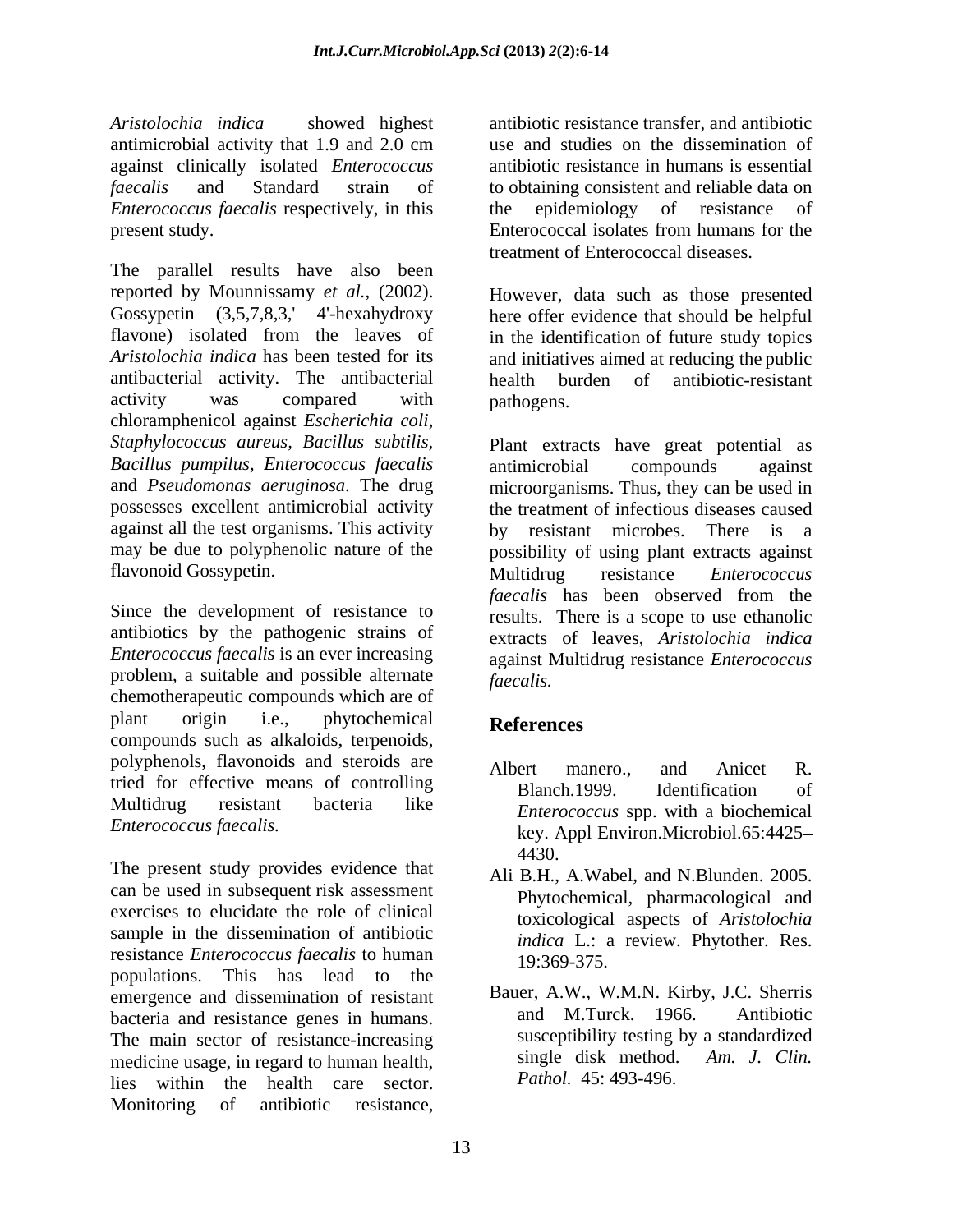*Aristolochia indica* showed highest antimicrobial activity that 1.9 and 2.0 cm against clinically isolated *Enterococcus faecalis* and Standard strain of *Enterococcus faecalis* respectively, in this present study.

The parallel results have also been reported by Mounnissamy *et al.,* (2002). Gossypetin (3,5,7,8,3,' 4'-hexahydroxy flavone) isolated from the leaves of *Aristolochia indica* has been tested for its antibacterial activity. The antibacterial activity was compared with chloramphenicol against *Escherichia coli, Staphylococcus aureus, Bacillus subtilis, Bacillus pumpilus, Enterococcus faecalis* and *Pseudomonas aeruginosa*. The drug possesses excellent antimicrobial activity against all the test organisms. This activity may be due to polyphenolic nature of the flavonoid Gossypetin.

Since the development of resistance to antibiotics by the pathogenic strains of *Enterococcus faecalis* is an ever increasing problem, a suitable and possible alternate chemotherapeutic compounds which are of plant origin i.e., phytochemical compounds such as alkaloids, terpenoids, polyphenols, flavonoids and steroids are tried for effective means of controlling Multidrug resistant bacteria like *Enterococcus faecalis.*

The present study provides evidence that can be used in subsequent risk assessment exercises to elucidate the role of clinical sample in the dissemination of antibiotic resistance *Enterococcus faecalis* to human populations. This has lead to the emergence and dissemination of resistant bacteria and resistance genes in humans. The main sector of resistance-increasing medicine usage, in regard to human health, lies within the health care sector. Monitoring of antibiotic resistance, antibiotic resistance transfer, and antibiotic use and studies on the dissemination of antibiotic resistance in humans is essential to obtaining consistent and reliable data on the epidemiology of resistance of Enterococcal isolates from humans for the treatment of Enterococcal diseases.

However, data such as those presented here offer evidence that should be helpful in the identification of future study topics and initiatives aimed at reducing the public health burden of antibiotic-resistant pathogens.

Plant extracts have great potential as antimicrobial compounds against microorganisms. Thus, they can be used in the treatment of infectious diseases caused by resistant microbes. There is a possibility of using plant extracts against Multidrug resistance *Enterococcus faecalis* has been observed from the results. There is a scope to use ethanolic extracts of leaves, *Aristolochia indica* against Multidrug resistance *Enterococcus faecalis.*

## References

Albert manero., and Anicet R. Blanch.1999. Identification of *Enterococcus* spp. with a biochemical key. Appl Environ.Microbiol.65:4425–4430.

Ali B.H., A.Wabel, and N.Blunden. 2005. Phytochemical, pharmacological and toxicological aspects of *Aristolochia indica* L.: a review. Phytother. Res. 19:369-375.

Bauer, A.W., W.M.N. Kirby, J.C. Sherris and M.Turck. 1966. Antibiotic susceptibility testing by a standardized single disk method. *Am. J. Clin. Pathol.* 45: 493-496.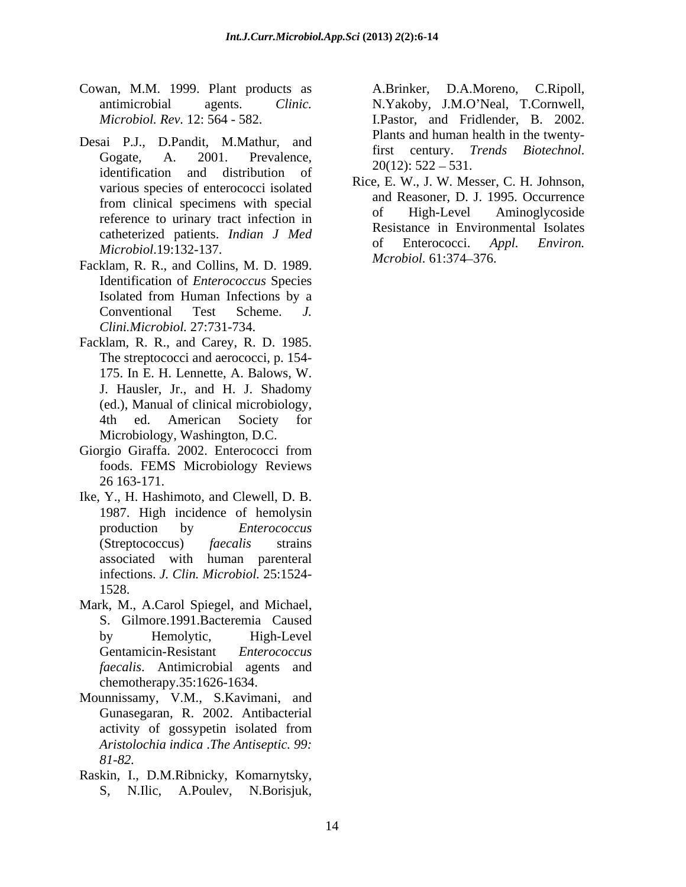Cowan, M.M. 1999. Plant products as antimicrobial agents. *Clinic. Microbiol. Rev.* 12: 564 - 582.

Desai P.J., D.Pandit, M.Mathur, and Gogate, A. 2001. Prevalence, identification and distribution of various species of enterococci isolated from clinical specimens with special reference to urinary tract infection in catheterized patients. *Indian J Med Microbiol*.19:132-137.

Facklam, R. R., and Collins, M. D. 1989. Identification of *Enterococcus* Species Isolated from Human Infections by a Conventional Test Scheme. *J. Clini.Microbiol.* 27:731-734.

Facklam, R. R., and Carey, R. D. 1985. The streptococci and aerococci, p. 154-175. In E. H. Lennette, A. Balows, W. J. Hausler, Jr., and H. J. Shadomy (ed.), Manual of clinical microbiology, 4th ed. American Society for Microbiology, Washington, D.C.

Giorgio Giraffa. 2002. Enterococci from foods. FEMS Microbiology Reviews 26 163-171.

Ike, Y., H. Hashimoto, and Clewell, D. B. 1987. High incidence of hemolysin production by *Enterococcus* (Streptococcus) *faecalis* strains associated with human parenteral infections. *J. Clin. Microbiol.* 25:1524-1528.

Mark, M., A.Carol Spiegel, and Michael, S. Gilmore.1991.Bacteremia Caused by Hemolytic, High-Level Gentamicin-Resistant *Enterococcus faecalis*. Antimicrobial agents and chemotherapy.35:1626-1634.

Mounnissamy, V.M., S.Kavimani, and Gunasegaran, R. 2002. Antibacterial activity of gossypetin isolated from *Aristolochia indica .The Antiseptic. 99: 81-82.*

Raskin, I., D.M.Ribnicky, Komarnytsky, S, N.Ilic, A.Poulev, N.Borisjuk, A.Brinker, D.A.Moreno, C.Ripoll, N.Yakoby, J.M.O'Neal, T.Cornwell, I.Pastor, and Fridlender, B. 2002. Plants and human health in the twenty-first century. *Trends Biotechnol*. 20(12): 522 – 531.

Rice, E. W., J. W. Messer, C. H. Johnson, and Reasoner, D. J. 1995. Occurrence of High-Level Aminoglycoside Resistance in Environmental Isolates of Enterococci. *Appl. Environ. Mcrobiol.* 61:374–376.